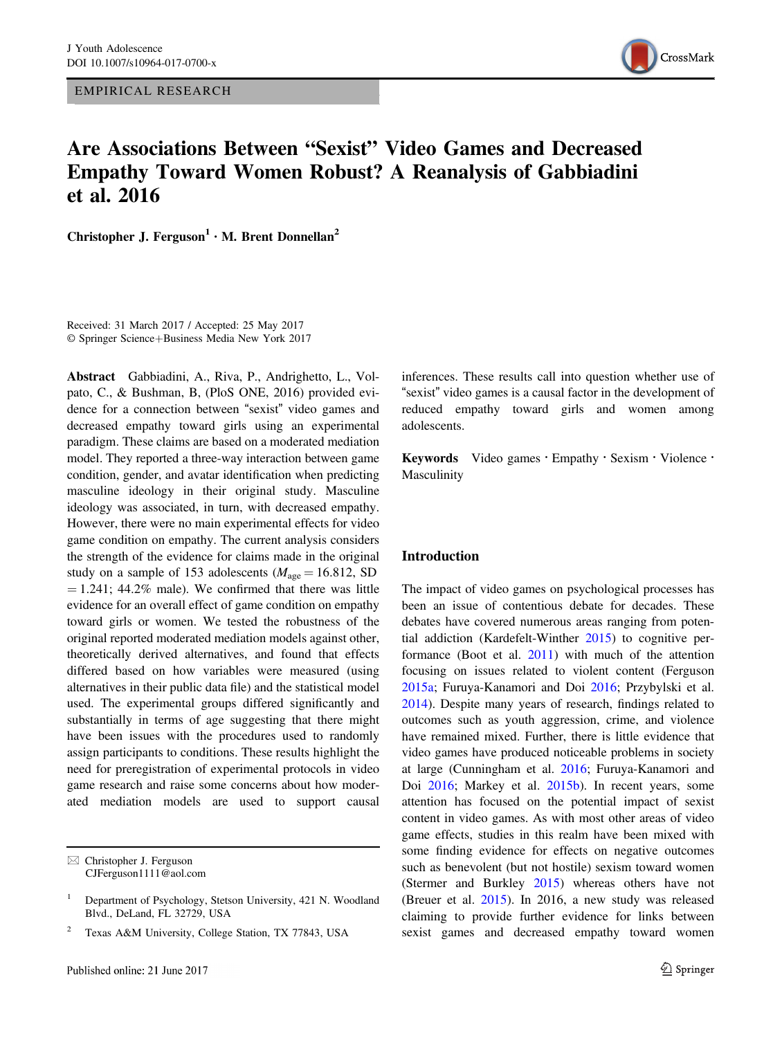EMPIRICAL RESEARCH

# Are Associations Between "Sexist" Video Games and Decreased Empathy Toward Women Robust? A Reanalysis of Gabbiadini et al. 2016

**Christopher J. Ferguson[1] · M. Brent Donnellan[2]**

Received: 31 March 2017 / Accepted: 25 May 2017
© Springer Science+Business Media New York 2017

**Abstract** Gabbiadini, A., Riva, P., Andrighetto, L., Volpato, C., & Bushman, B, (PloS ONE, 2016) provided evidence for a connection between "sexist" video games and decreased empathy toward girls using an experimental paradigm. These claims are based on a moderated mediation model. They reported a three-way interaction between game condition, gender, and avatar identification when predicting masculine ideology in their original study. Masculine ideology was associated, in turn, with decreased empathy. However, there were no main experimental effects for video game condition on empathy. The current analysis considers the strength of the evidence for claims made in the original study on a sample of 153 adolescents ($M_{age} = 16.812$, SD $= 1.241$; 44.2% male). We confirmed that there was little evidence for an overall effect of game condition on empathy toward girls or women. We tested the robustness of the original reported moderated mediation models against other, theoretically derived alternatives, and found that effects differed based on how variables were measured (using alternatives in their public data file) and the statistical model used. The experimental groups differed significantly and substantially in terms of age suggesting that there might have been issues with the procedures used to randomly assign participants to conditions. These results highlight the need for preregistration of experimental protocols in video game research and raise some concerns about how moderated mediation models are used to support causal inferences. These results call into question whether use of "sexist" video games is a causal factor in the development of reduced empathy toward girls and women among adolescents.

**Keywords** Video games · Empathy · Sexism · Violence · Masculinity

✉ Christopher J. Ferguson
CJFerguson1111@aol.com

[1] Department of Psychology, Stetson University, 421 N. Woodland Blvd., DeLand, FL 32729, USA

[2] Texas A&M University, College Station, TX 77843, USA

## Introduction

The impact of video games on psychological processes has been an issue of contentious debate for decades. These debates have covered numerous areas ranging from potential addiction (Kardefelt-Winther 2015) to cognitive performance (Boot et al. 2011) with much of the attention focusing on issues related to violent content (Ferguson 2015a; Furuya-Kanamori and Doi 2016; Przybylski et al. 2014). Despite many years of research, findings related to outcomes such as youth aggression, crime, and violence have remained mixed. Further, there is little evidence that video games have produced noticeable problems in society at large (Cunningham et al. 2016; Furuya-Kanamori and Doi 2016; Markey et al. 2015b). In recent years, some attention has focused on the potential impact of sexist content in video games. As with most other areas of video game effects, studies in this realm have been mixed with some finding evidence for effects on negative outcomes such as benevolent (but not hostile) sexism toward women (Stermer and Burkley 2015) whereas others have not (Breuer et al. 2015). In 2016, a new study was released claiming to provide further evidence for links between sexist games and decreased empathy toward women

Published online: 21 June 2017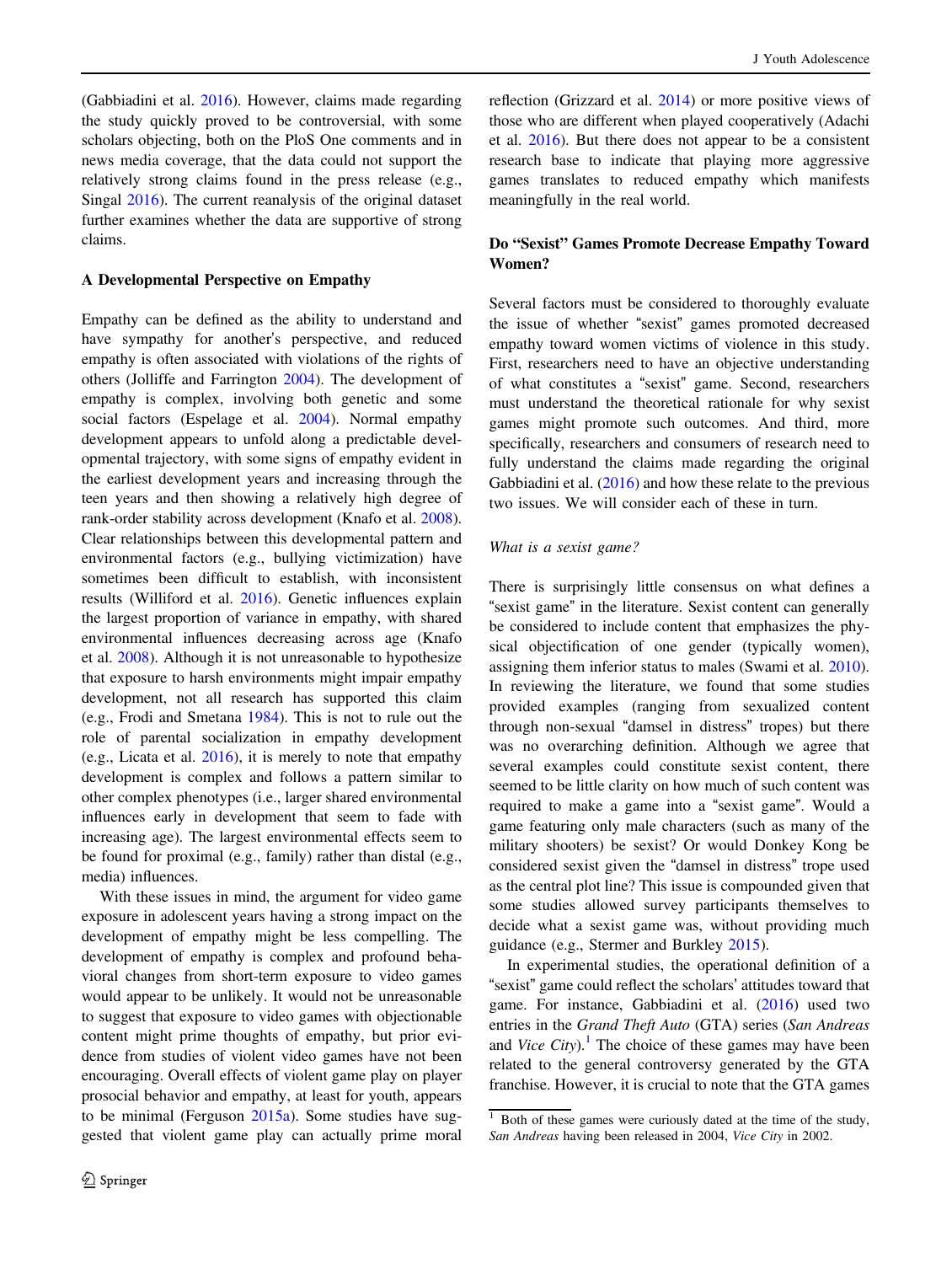(Gabbiadini et al. 2016). However, claims made regarding the study quickly proved to be controversial, with some scholars objecting, both on the PloS One comments and in news media coverage, that the data could not support the relatively strong claims found in the press release (e.g., Singal 2016). The current reanalysis of the original dataset further examines whether the data are supportive of strong claims.

### A Developmental Perspective on Empathy

Empathy can be defined as the ability to understand and have sympathy for another's perspective, and reduced empathy is often associated with violations of the rights of others (Jolliffe and Farrington 2004). The development of empathy is complex, involving both genetic and some social factors (Espelage et al. 2004). Normal empathy development appears to unfold along a predictable developmental trajectory, with some signs of empathy evident in the earliest development years and increasing through the teen years and then showing a relatively high degree of rank-order stability across development (Knafo et al. 2008). Clear relationships between this developmental pattern and environmental factors (e.g., bullying victimization) have sometimes been difficult to establish, with inconsistent results (Williford et al. 2016). Genetic influences explain the largest proportion of variance in empathy, with shared environmental influences decreasing across age (Knafo et al. 2008). Although it is not unreasonable to hypothesize that exposure to harsh environments might impair empathy development, not all research has supported this claim (e.g., Frodi and Smetana 1984). This is not to rule out the role of parental socialization in empathy development (e.g., Licata et al. 2016), it is merely to note that empathy development is complex and follows a pattern similar to other complex phenotypes (i.e., larger shared environmental influences early in development that seem to fade with increasing age). The largest environmental effects seem to be found for proximal (e.g., family) rather than distal (e.g., media) influences.

With these issues in mind, the argument for video game exposure in adolescent years having a strong impact on the development of empathy might be less compelling. The development of empathy is complex and profound behavioral changes from short-term exposure to video games would appear to be unlikely. It would not be unreasonable to suggest that exposure to video games with objectionable content might prime thoughts of empathy, but prior evidence from studies of violent video games have not been encouraging. Overall effects of violent game play on player prosocial behavior and empathy, at least for youth, appears to be minimal (Ferguson 2015a). Some studies have suggested that violent game play can actually prime moral reflection (Grizzard et al. 2014) or more positive views of those who are different when played cooperatively (Adachi et al. 2016). But there does not appear to be a consistent research base to indicate that playing more aggressive games translates to reduced empathy which manifests meaningfully in the real world.

### Do "Sexist" Games Promote Decrease Empathy Toward Women?

Several factors must be considered to thoroughly evaluate the issue of whether "sexist" games promoted decreased empathy toward women victims of violence in this study. First, researchers need to have an objective understanding of what constitutes a "sexist" game. Second, researchers must understand the theoretical rationale for why sexist games might promote such outcomes. And third, more specifically, researchers and consumers of research need to fully understand the claims made regarding the original Gabbiadini et al. (2016) and how these relate to the previous two issues. We will consider each of these in turn.

#### *What is a sexist game?*

There is surprisingly little consensus on what defines a "sexist game" in the literature. Sexist content can generally be considered to include content that emphasizes the physical objectification of one gender (typically women), assigning them inferior status to males (Swami et al. 2010). In reviewing the literature, we found that some studies provided examples (ranging from sexualized content through non-sexual "damsel in distress" tropes) but there was no overarching definition. Although we agree that several examples could constitute sexist content, there seemed to be little clarity on how much of such content was required to make a game into a "sexist game". Would a game featuring only male characters (such as many of the military shooters) be sexist? Or would Donkey Kong be considered sexist given the "damsel in distress" trope used as the central plot line? This issue is compounded given that some studies allowed survey participants themselves to decide what a sexist game was, without providing much guidance (e.g., Stermer and Burkley 2015).

In experimental studies, the operational definition of a "sexist" game could reflect the scholars' attitudes toward that game. For instance, Gabbiadini et al. (2016) used two entries in the *Grand Theft Auto* (GTA) series (*San Andreas* and *Vice City*).[1] The choice of these games may have been related to the general controversy generated by the GTA franchise. However, it is crucial to note that the GTA games

[1] Both of these games were curiously dated at the time of the study, *San Andreas* having been released in 2004, *Vice City* in 2002.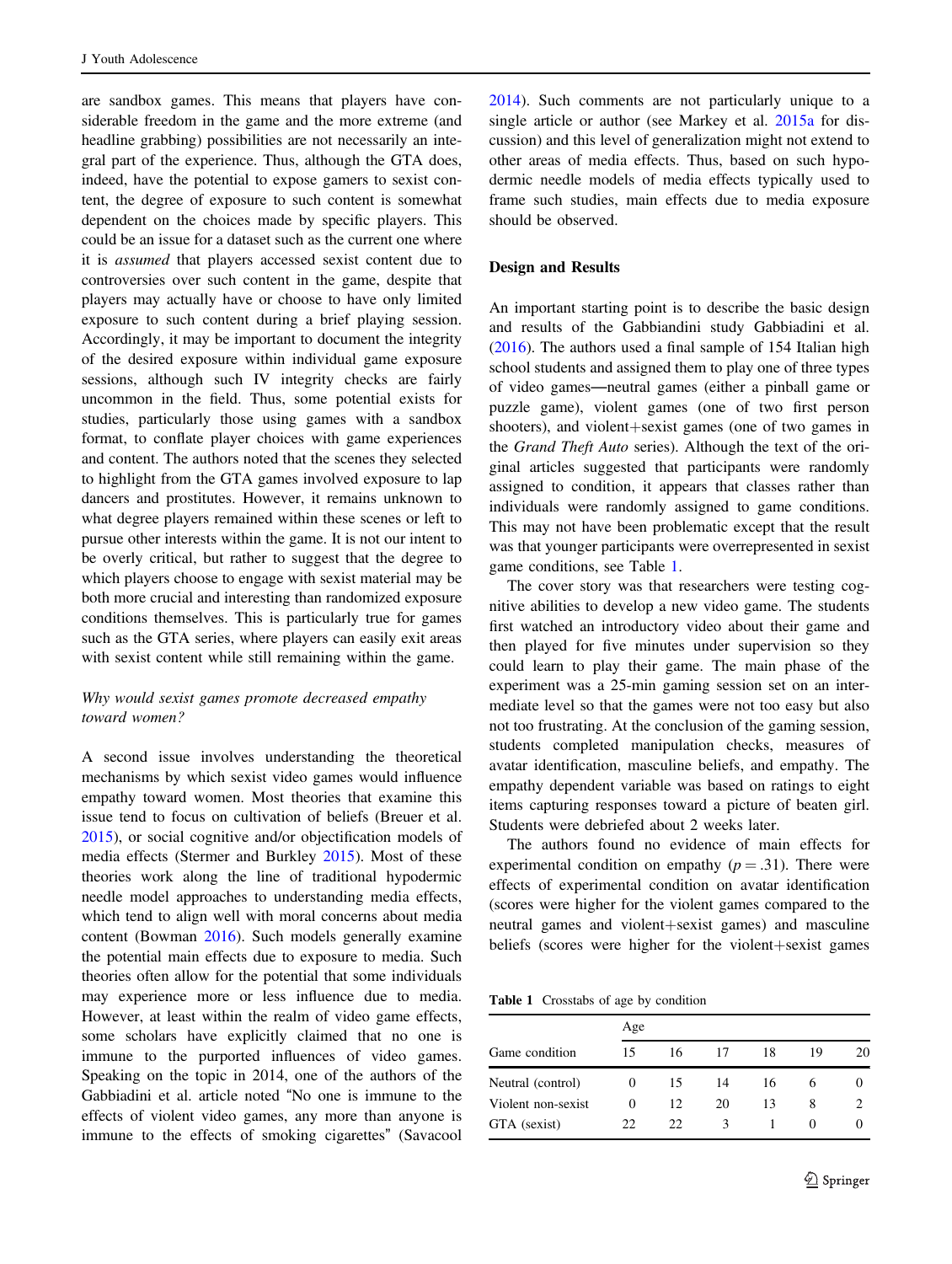are sandbox games. This means that players have considerable freedom in the game and the more extreme (and headline grabbing) possibilities are not necessarily an integral part of the experience. Thus, although the GTA does, indeed, have the potential to expose gamers to sexist content, the degree of exposure to such content is somewhat dependent on the choices made by specific players. This could be an issue for a dataset such as the current one where it is *assumed* that players accessed sexist content due to controversies over such content in the game, despite that players may actually have or choose to have only limited exposure to such content during a brief playing session. Accordingly, it may be important to document the integrity of the desired exposure within individual game exposure sessions, although such IV integrity checks are fairly uncommon in the field. Thus, some potential exists for studies, particularly those using games with a sandbox format, to conflate player choices with game experiences and content. The authors noted that the scenes they selected to highlight from the GTA games involved exposure to lap dancers and prostitutes. However, it remains unknown to what degree players remained within these scenes or left to pursue other interests within the game. It is not our intent to be overly critical, but rather to suggest that the degree to which players choose to engage with sexist material may be both more crucial and interesting than randomized exposure conditions themselves. This is particularly true for games such as the GTA series, where players can easily exit areas with sexist content while still remaining within the game.

### *Why would sexist games promote decreased empathy toward women?*

A second issue involves understanding the theoretical mechanisms by which sexist video games would influence empathy toward women. Most theories that examine this issue tend to focus on cultivation of beliefs (Breuer et al. 2015), or social cognitive and/or objectification models of media effects (Stermer and Burkley 2015). Most of these theories work along the line of traditional hypodermic needle model approaches to understanding media effects, which tend to align well with moral concerns about media content (Bowman 2016). Such models generally examine the potential main effects due to exposure to media. Such theories often allow for the potential that some individuals may experience more or less influence due to media. However, at least within the realm of video game effects, some scholars have explicitly claimed that no one is immune to the purported influences of video games. Speaking on the topic in 2014, one of the authors of the Gabbiadini et al. article noted "No one is immune to the effects of violent video games, any more than anyone is immune to the effects of smoking cigarettes" (Savacool 2014). Such comments are not particularly unique to a single article or author (see Markey et al. 2015a for discussion) and this level of generalization might not extend to other areas of media effects. Thus, based on such hypodermic needle models of media effects typically used to frame such studies, main effects due to media exposure should be observed.

## Design and Results

An important starting point is to describe the basic design and results of the Gabbiandini study Gabbiadini et al. (2016). The authors used a final sample of 154 Italian high school students and assigned them to play one of three types of video games—neutral games (either a pinball game or puzzle game), violent games (one of two first person shooters), and violent+sexist games (one of two games in the *Grand Theft Auto* series). Although the text of the original articles suggested that participants were randomly assigned to condition, it appears that classes rather than individuals were randomly assigned to game conditions. This may not have been problematic except that the result was that younger participants were overrepresented in sexist game conditions, see Table 1.

The cover story was that researchers were testing cognitive abilities to develop a new video game. The students first watched an introductory video about their game and then played for five minutes under supervision so they could learn to play their game. The main phase of the experiment was a 25-min gaming session set on an intermediate level so that the games were not too easy but also not too frustrating. At the conclusion of the gaming session, students completed manipulation checks, measures of avatar identification, masculine beliefs, and empathy. The empathy dependent variable was based on ratings to eight items capturing responses toward a picture of beaten girl. Students were debriefed about 2 weeks later.

The authors found no evidence of main effects for experimental condition on empathy ($p = .31$). There were effects of experimental condition on avatar identification (scores were higher for the violent games compared to the neutral games and violent+sexist games) and masculine beliefs (scores were higher for the violent+sexist games

**Table 1** Crosstabs of age by condition

| | Age | | | | | |
|---|---|---|---|---|---|---|
| Game condition | 15 | 16 | 17 | 18 | 19 | 20 |
| Neutral (control) | 0 | 15 | 14 | 16 | 6 | 0 |
| Violent non-sexist | 0 | 12 | 20 | 13 | 8 | 2 |
| GTA (sexist) | 22 | 22 | 3 | 1 | 0 | 0 |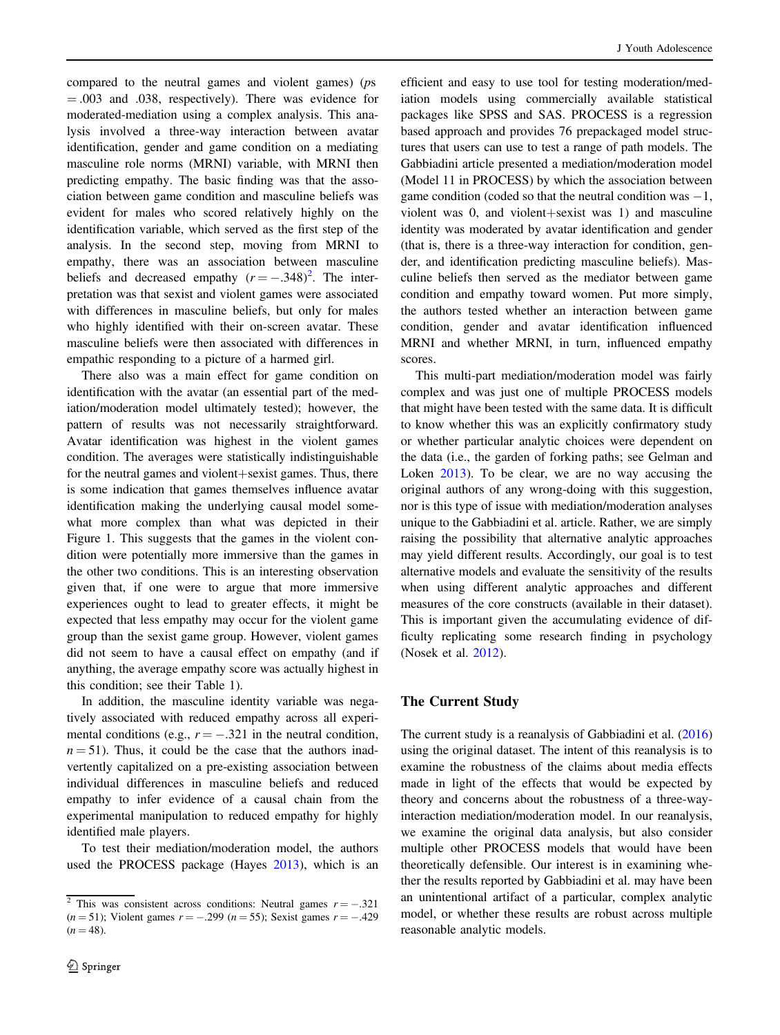compared to the neutral games and violent games) ($ps = .003$ and .038, respectively). There was evidence for moderated-mediation using a complex analysis. This analysis involved a three-way interaction between avatar identification, gender and game condition on a mediating masculine role norms (MRNI) variable, with MRNI then predicting empathy. The basic finding was that the association between game condition and masculine beliefs was evident for males who scored relatively highly on the identification variable, which served as the first step of the analysis. In the second step, moving from MRNI to empathy, there was an association between masculine beliefs and decreased empathy ($r = -.348$)[2]. The interpretation was that sexist and violent games were associated with differences in masculine beliefs, but only for males who highly identified with their on-screen avatar. These masculine beliefs were then associated with differences in empathic responding to a picture of a harmed girl.

There also was a main effect for game condition on identification with the avatar (an essential part of the mediation/moderation model ultimately tested); however, the pattern of results was not necessarily straightforward. Avatar identification was highest in the violent games condition. The averages were statistically indistinguishable for the neutral games and violent+sexist games. Thus, there is some indication that games themselves influence avatar identification making the underlying causal model somewhat more complex than what was depicted in their Figure 1. This suggests that the games in the violent condition were potentially more immersive than the games in the other two conditions. This is an interesting observation given that, if one were to argue that more immersive experiences ought to lead to greater effects, it might be expected that less empathy may occur for the violent game group than the sexist game group. However, violent games did not seem to have a causal effect on empathy (and if anything, the average empathy score was actually highest in this condition; see their Table 1).

In addition, the masculine identity variable was negatively associated with reduced empathy across all experimental conditions (e.g., $r = -.321$ in the neutral condition, $n = 51$). Thus, it could be the case that the authors inadvertently capitalized on a pre-existing association between individual differences in masculine beliefs and reduced empathy to infer evidence of a causal chain from the experimental manipulation to reduced empathy for highly identified male players.

To test their mediation/moderation model, the authors used the PROCESS package (Hayes 2013), which is an efficient and easy to use tool for testing moderation/mediation models using commercially available statistical packages like SPSS and SAS. PROCESS is a regression based approach and provides 76 prepackaged model structures that users can use to test a range of path models. The Gabbiadini article presented a mediation/moderation model (Model 11 in PROCESS) by which the association between game condition (coded so that the neutral condition was $-1$, violent was 0, and violent+sexist was 1) and masculine identity was moderated by avatar identification and gender (that is, there is a three-way interaction for condition, gender, and identification predicting masculine beliefs). Masculine beliefs then served as the mediator between game condition and empathy toward women. Put more simply, the authors tested whether an interaction between game condition, gender and avatar identification influenced MRNI and whether MRNI, in turn, influenced empathy scores.

This multi-part mediation/moderation model was fairly complex and was just one of multiple PROCESS models that might have been tested with the same data. It is difficult to know whether this was an explicitly confirmatory study or whether particular analytic choices were dependent on the data (i.e., the garden of forking paths; see Gelman and Loken 2013). To be clear, we are no way accusing the original authors of any wrong-doing with this suggestion, nor is this type of issue with mediation/moderation analyses unique to the Gabbiadini et al. article. Rather, we are simply raising the possibility that alternative analytic approaches may yield different results. Accordingly, our goal is to test alternative models and evaluate the sensitivity of the results when using different analytic approaches and different measures of the core constructs (available in their dataset). This is important given the accumulating evidence of difficulty replicating some research finding in psychology (Nosek et al. 2012).

## The Current Study

The current study is a reanalysis of Gabbiadini et al. (2016) using the original dataset. The intent of this reanalysis is to examine the robustness of the claims about media effects made in light of the effects that would be expected by theory and concerns about the robustness of a three-way-interaction mediation/moderation model. In our reanalysis, we examine the original data analysis, but also consider multiple other PROCESS models that would have been theoretically defensible. Our interest is in examining whether the results reported by Gabbiadini et al. may have been an unintentional artifact of a particular, complex analytic model, or whether these results are robust across multiple reasonable analytic models.

[2] This was consistent across conditions: Neutral games $r = -.321$ ($n = 51$); Violent games $r = -.299$ ($n = 55$); Sexist games $r = -.429$ ($n = 48$).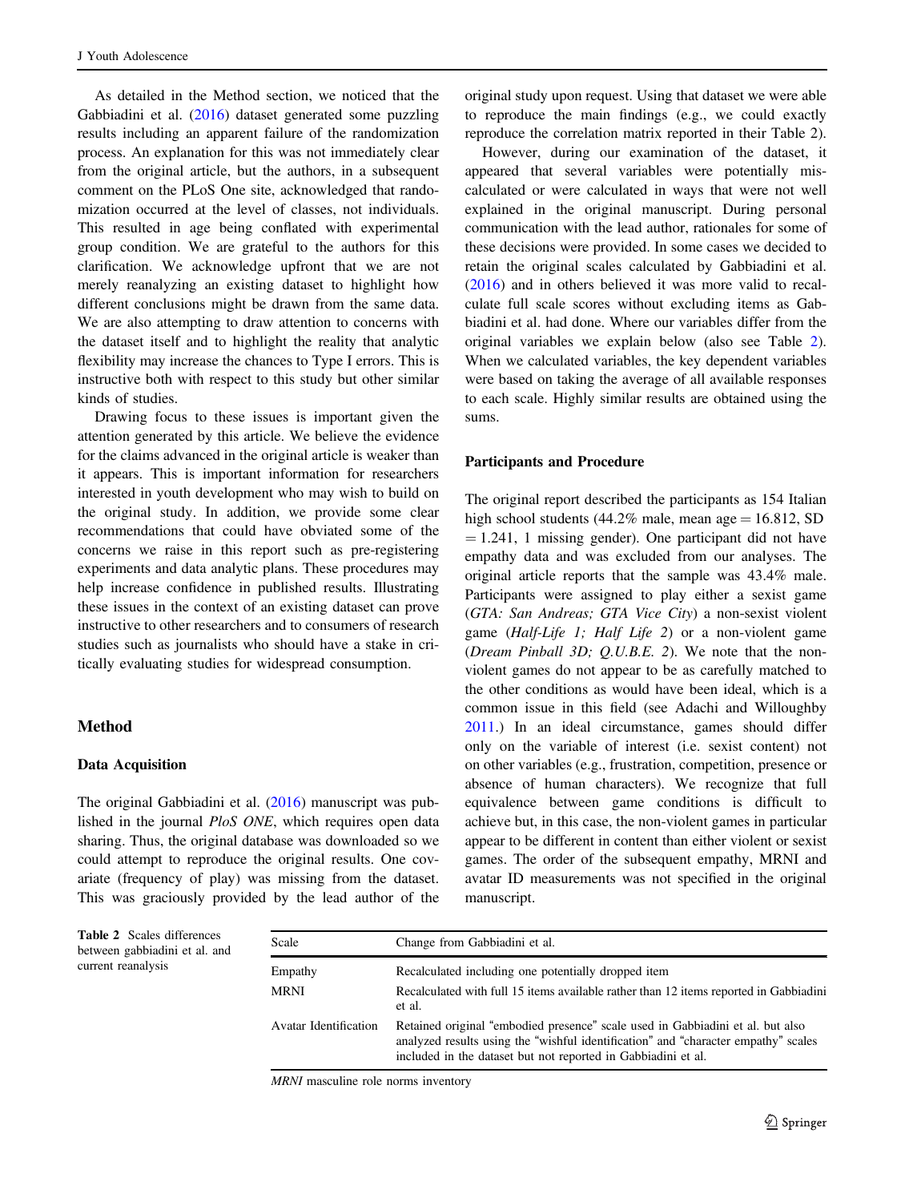As detailed in the Method section, we noticed that the Gabbiadini et al. (2016) dataset generated some puzzling results including an apparent failure of the randomization process. An explanation for this was not immediately clear from the original article, but the authors, in a subsequent comment on the PLoS One site, acknowledged that randomization occurred at the level of classes, not individuals. This resulted in age being conflated with experimental group condition. We are grateful to the authors for this clarification. We acknowledge upfront that we are not merely reanalyzing an existing dataset to highlight how different conclusions might be drawn from the same data. We are also attempting to draw attention to concerns with the dataset itself and to highlight the reality that analytic flexibility may increase the chances to Type I errors. This is instructive both with respect to this study but other similar kinds of studies.

Drawing focus to these issues is important given the attention generated by this article. We believe the evidence for the claims advanced in the original article is weaker than it appears. This is important information for researchers interested in youth development who may wish to build on the original study. In addition, we provide some clear recommendations that could have obviated some of the concerns we raise in this report such as pre-registering experiments and data analytic plans. These procedures may help increase confidence in published results. Illustrating these issues in the context of an existing dataset can prove instructive to other researchers and to consumers of research studies such as journalists who should have a stake in critically evaluating studies for widespread consumption.

## Method

### Data Acquisition

The original Gabbiadini et al. (2016) manuscript was published in the journal *PloS ONE*, which requires open data sharing. Thus, the original database was downloaded so we could attempt to reproduce the original results. One covariate (frequency of play) was missing from the dataset. This was graciously provided by the lead author of the original study upon request. Using that dataset we were able to reproduce the main findings (e.g., we could exactly reproduce the correlation matrix reported in their Table 2).

However, during our examination of the dataset, it appeared that several variables were potentially miscalculated or were calculated in ways that were not well explained in the original manuscript. During personal communication with the lead author, rationales for some of these decisions were provided. In some cases we decided to retain the original scales calculated by Gabbiadini et al. (2016) and in others believed it was more valid to recalculate full scale scores without excluding items as Gabbiadini et al. had done. Where our variables differ from the original variables we explain below (also see Table 2). When we calculated variables, the key dependent variables were based on taking the average of all available responses to each scale. Highly similar results are obtained using the sums.

### Participants and Procedure

The original report described the participants as 154 Italian high school students (44.2% male, mean age = 16.812, SD = 1.241, 1 missing gender). One participant did not have empathy data and was excluded from our analyses. The original article reports that the sample was 43.4% male. Participants were assigned to play either a sexist game (*GTA: San Andreas; GTA Vice City*) a non-sexist violent game (*Half-Life 1; Half Life 2*) or a non-violent game (*Dream Pinball 3D; Q.U.B.E. 2*). We note that the non-violent games do not appear to be as carefully matched to the other conditions as would have been ideal, which is a common issue in this field (see Adachi and Willoughby 2011.) In an ideal circumstance, games should differ only on the variable of interest (i.e. sexist content) not on other variables (e.g., frustration, competition, presence or absence of human characters). We recognize that full equivalence between game conditions is difficult to achieve but, in this case, the non-violent games in particular appear to be different in content than either violent or sexist games. The order of the subsequent empathy, MRNI and avatar ID measurements was not specified in the original manuscript.

**Table 2** Scales differences between gabbiadini et al. and current reanalysis

| Scale | Change from Gabbiadini et al. |
|---|---|
| Empathy | Recalculated including one potentially dropped item |
| MRNI | Recalculated with full 15 items available rather than 12 items reported in Gabbiadini et al. |
| Avatar Identification | Retained original "embodied presence" scale used in Gabbiadini et al. but also analyzed results using the "wishful identification" and "character empathy" scales included in the dataset but not reported in Gabbiadini et al. |

*MRNI* masculine role norms inventory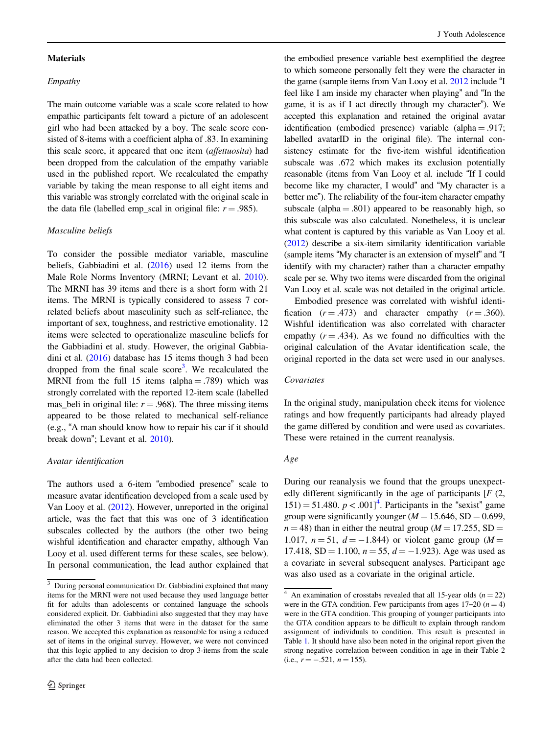### Materials

#### *Empathy*

The main outcome variable was a scale score related to how empathic participants felt toward a picture of an adolescent girl who had been attacked by a boy. The scale score consisted of 8-items with a coefficient alpha of .83. In examining this scale score, it appeared that one item (*affettuosita*) had been dropped from the calculation of the empathy variable used in the published report. We recalculated the empathy variable by taking the mean response to all eight items and this variable was strongly correlated with the original scale in the data file (labelled emp_scal in original file: $r = .985$).

#### *Masculine beliefs*

To consider the possible mediator variable, masculine beliefs, Gabbiadini et al. (2016) used 12 items from the Male Role Norms Inventory (MRNI; Levant et al. 2010). The MRNI has 39 items and there is a short form with 21 items. The MRNI is typically considered to assess 7 correlated beliefs about masculinity such as self-reliance, the important of sex, toughness, and restrictive emotionality. 12 items were selected to operationalize masculine beliefs for the Gabbiadini et al. study. However, the original Gabbiadini et al. (2016) database has 15 items though 3 had been dropped from the final scale score[3]. We recalculated the MRNI from the full 15 items (alpha = .789) which was strongly correlated with the reported 12-item scale (labelled mas_beli in original file: $r = .968$). The three missing items appeared to be those related to mechanical self-reliance (e.g., "A man should know how to repair his car if it should break down"; Levant et al. 2010).

#### *Avatar identification*

The authors used a 6-item "embodied presence" scale to measure avatar identification developed from a scale used by Van Looy et al. (2012). However, unreported in the original article, was the fact that this was one of 3 identification subscales collected by the authors (the other two being wishful identification and character empathy, although Van Looy et al. used different terms for these scales, see below). In personal communication, the lead author explained that the embodied presence variable best exemplified the degree to which someone personally felt they were the character in the game (sample items from Van Looy et al. 2012 include "I feel like I am inside my character when playing" and "In the game, it is as if I act directly through my character"). We accepted this explanation and retained the original avatar identification (embodied presence) variable (alpha = .917; labelled avatarID in the original file). The internal consistency estimate for the five-item wishful identification subscale was .672 which makes its exclusion potentially reasonable (items from Van Looy et al. include "If I could become like my character, I would" and "My character is a better me"). The reliability of the four-item character empathy subscale (alpha = .801) appeared to be reasonably high, so this subscale was also calculated. Nonetheless, it is unclear what content is captured by this variable as Van Looy et al. (2012) describe a six-item similarity identification variable (sample items "My character is an extension of myself" and "I identify with my character) rather than a character empathy scale per se. Why two items were discarded from the original Van Looy et al. scale was not detailed in the original article.

Embodied presence was correlated with wishful identification ($r = .473$) and character empathy ($r = .360$). Wishful identification was also correlated with character empathy ($r = .434$). As we found no difficulties with the original calculation of the Avatar identification scale, the original reported in the data set were used in our analyses.

#### *Covariates*

In the original study, manipulation check items for violence ratings and how frequently participants had already played the game differed by condition and were used as covariates. These were retained in the current reanalysis.

#### *Age*

During our reanalysis we found that the groups unexpectedly different significantly in the age of participants [$F$ (2, 151) = 51.480. $p < .001$][4]. Participants in the "sexist" game group were significantly younger ($M = 15.646$, SD = 0.699, $n = 48$) than in either the neutral group ($M = 17.255$, SD = 1.017, $n = 51$, $d = -1.844$) or violent game group ($M = 17.418$, SD = 1.100, $n = 55$, $d = -1.923$). Age was used as a covariate in several subsequent analyses. Participant age was also used as a covariate in the original article.

---

[3] During personal communication Dr. Gabbiadini explained that many items for the MRNI were not used because they used language better fit for adults than adolescents or contained language the schools considered explicit. Dr. Gabbiadini also suggested that they may have eliminated the other 3 items that were in the dataset for the same reason. We accepted this explanation as reasonable for using a reduced set of items in the original survey. However, we were not convinced that this logic applied to any decision to drop 3-items from the scale after the data had been collected.

[4] An examination of crosstabs revealed that all 15-year olds ($n = 22$) were in the GTA condition. Few participants from ages 17–20 ($n = 4$) were in the GTA condition. This grouping of younger participants into the GTA condition appears to be difficult to explain through random assignment of individuals to condition. This result is presented in Table 1. It should have also been noted in the original report given the strong negative correlation between condition in age in their Table 2 (i.e., $r = -.521$, $n = 155$).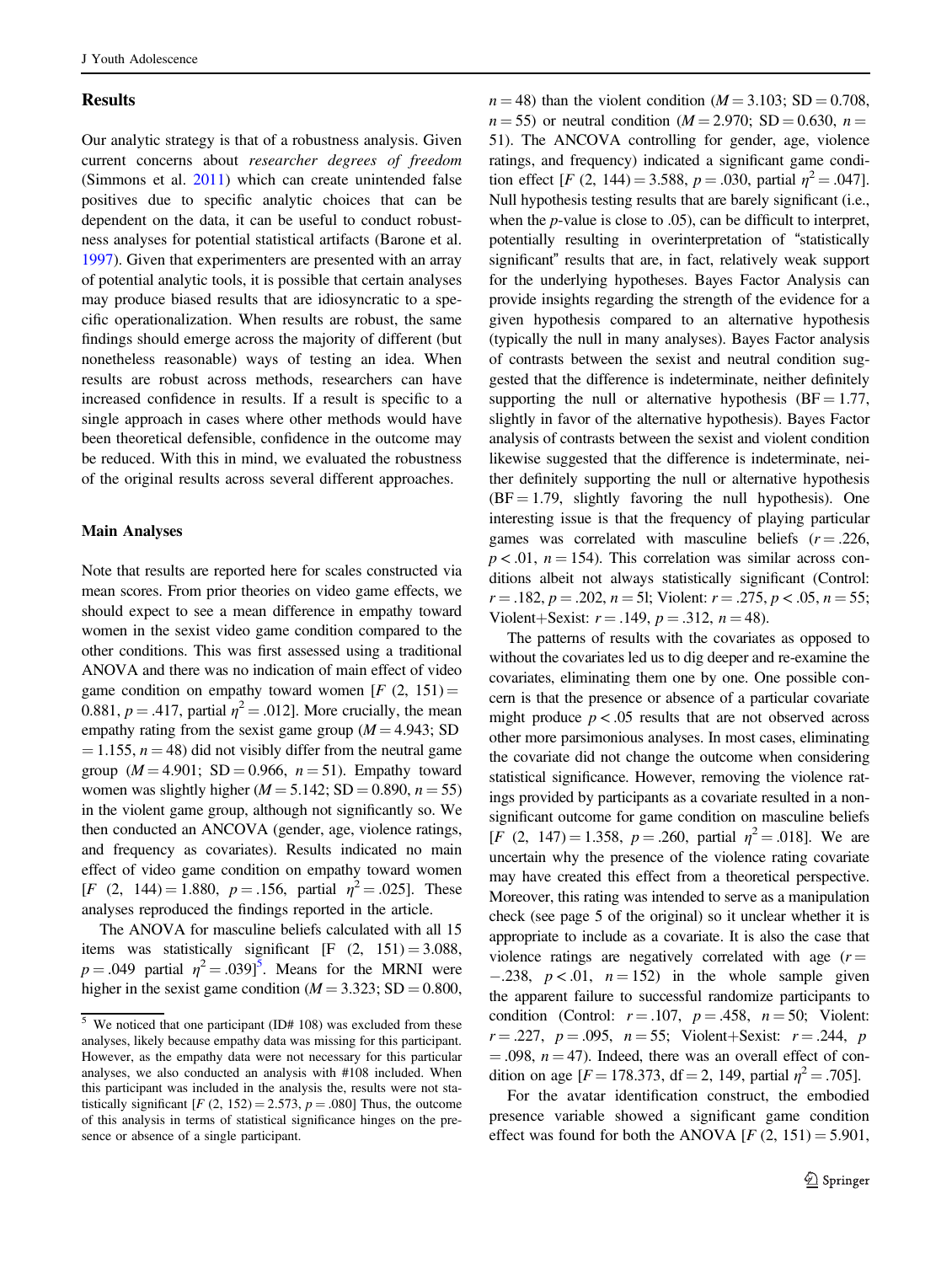## Results

Our analytic strategy is that of a robustness analysis. Given current concerns about *researcher degrees of freedom* (Simmons et al. 2011) which can create unintended false positives due to specific analytic choices that can be dependent on the data, it can be useful to conduct robustness analyses for potential statistical artifacts (Barone et al. 1997). Given that experimenters are presented with an array of potential analytic tools, it is possible that certain analyses may produce biased results that are idiosyncratic to a specific operationalization. When results are robust, the same findings should emerge across the majority of different (but nonetheless reasonable) ways of testing an idea. When results are robust across methods, researchers can have increased confidence in results. If a result is specific to a single approach in cases where other methods would have been theoretical defensible, confidence in the outcome may be reduced. With this in mind, we evaluated the robustness of the original results across several different approaches.

### Main Analyses

Note that results are reported here for scales constructed via mean scores. From prior theories on video game effects, we should expect to see a mean difference in empathy toward women in the sexist video game condition compared to the other conditions. This was first assessed using a traditional ANOVA and there was no indication of main effect of video game condition on empathy toward women [$F$ (2, 151) = 0.881, $p = .417$, partial $\eta^2 = .012$]. More crucially, the mean empathy rating from the sexist game group ($M = 4.943$; SD = 1.155, $n = 48$) did not visibly differ from the neutral game group ($M = 4.901$; SD = 0.966, $n = 51$). Empathy toward women was slightly higher ($M = 5.142$; SD = 0.890, $n = 55$) in the violent game group, although not significantly so. We then conducted an ANCOVA (gender, age, violence ratings, and frequency as covariates). Results indicated no main effect of video game condition on empathy toward women [$F$ (2, 144) = 1.880, $p = .156$, partial $\eta^2 = .025$]. These analyses reproduced the findings reported in the article.

The ANOVA for masculine beliefs calculated with all 15 items was statistically significant [F (2, 151) = 3.088, $p = .049$ partial $\eta^2 = .039$][5]. Means for the MRNI were higher in the sexist game condition ($M = 3.323$; SD = 0.800, $n = 48$) than the violent condition ($M = 3.103$; SD = 0.708, $n = 55$) or neutral condition ($M = 2.970$; SD = 0.630, $n = 51$). The ANCOVA controlling for gender, age, violence ratings, and frequency) indicated a significant game condition effect [$F$ (2, 144) = 3.588, $p = .030$, partial $\eta^2 = .047$]. Null hypothesis testing results that are barely significant (i.e., when the $p$-value is close to .05), can be difficult to interpret, potentially resulting in overinterpretation of "statistically significant" results that are, in fact, relatively weak support for the underlying hypotheses. Bayes Factor Analysis can provide insights regarding the strength of the evidence for a given hypothesis compared to an alternative hypothesis (typically the null in many analyses). Bayes Factor analysis of contrasts between the sexist and neutral condition suggested that the difference is indeterminate, neither definitely supporting the null or alternative hypothesis (BF = 1.77, slightly in favor of the alternative hypothesis). Bayes Factor analysis of contrasts between the sexist and violent condition likewise suggested that the difference is indeterminate, neither definitely supporting the null or alternative hypothesis (BF = 1.79, slightly favoring the null hypothesis). One interesting issue is that the frequency of playing particular games was correlated with masculine beliefs ($r = .226$, $p < .01$, $n = 154$). This correlation was similar across conditions albeit not always statistically significant (Control: $r = .182$, $p = .202$, $n = 51$; Violent: $r = .275$, $p < .05$, $n = 55$; Violent+Sexist: $r = .149$, $p = .312$, $n = 48$).

The patterns of results with the covariates as opposed to without the covariates led us to dig deeper and re-examine the covariates, eliminating them one by one. One possible concern is that the presence or absence of a particular covariate might produce $p < .05$ results that are not observed across other more parsimonious analyses. In most cases, eliminating the covariate did not change the outcome when considering statistical significance. However, removing the violence ratings provided by participants as a covariate resulted in a non-significant outcome for game condition on masculine beliefs [$F$ (2, 147) = 1.358, $p = .260$, partial $\eta^2 = .018$]. We are uncertain why the presence of the violence rating covariate may have created this effect from a theoretical perspective. Moreover, this rating was intended to serve as a manipulation check (see page 5 of the original) so it unclear whether it is appropriate to include as a covariate. It is also the case that violence ratings are negatively correlated with age ($r = -.238$, $p < .01$, $n = 152$) in the whole sample given the apparent failure to successful randomize participants to condition (Control: $r = .107$, $p = .458$, $n = 50$; Violent: $r = .227$, $p = .095$, $n = 55$; Violent+Sexist: $r = .244$, $p = .098$, $n = 47$). Indeed, there was an overall effect of condition on age [$F = 178.373$, df = 2, 149, partial $\eta^2 = .705$].

For the avatar identification construct, the embodied presence variable showed a significant game condition effect was found for both the ANOVA [$F$ (2, 151) = 5.901,

[5] We noticed that one participant (ID# 108) was excluded from these analyses, likely because empathy data was missing for this participant. However, as the empathy data were not necessary for this particular analyses, we also conducted an analysis with #108 included. When this participant was included in the analysis the, results were not statistically significant [$F$ (2, 152) = 2.573, $p = .080$] Thus, the outcome of this analysis in terms of statistical significance hinges on the presence or absence of a single participant.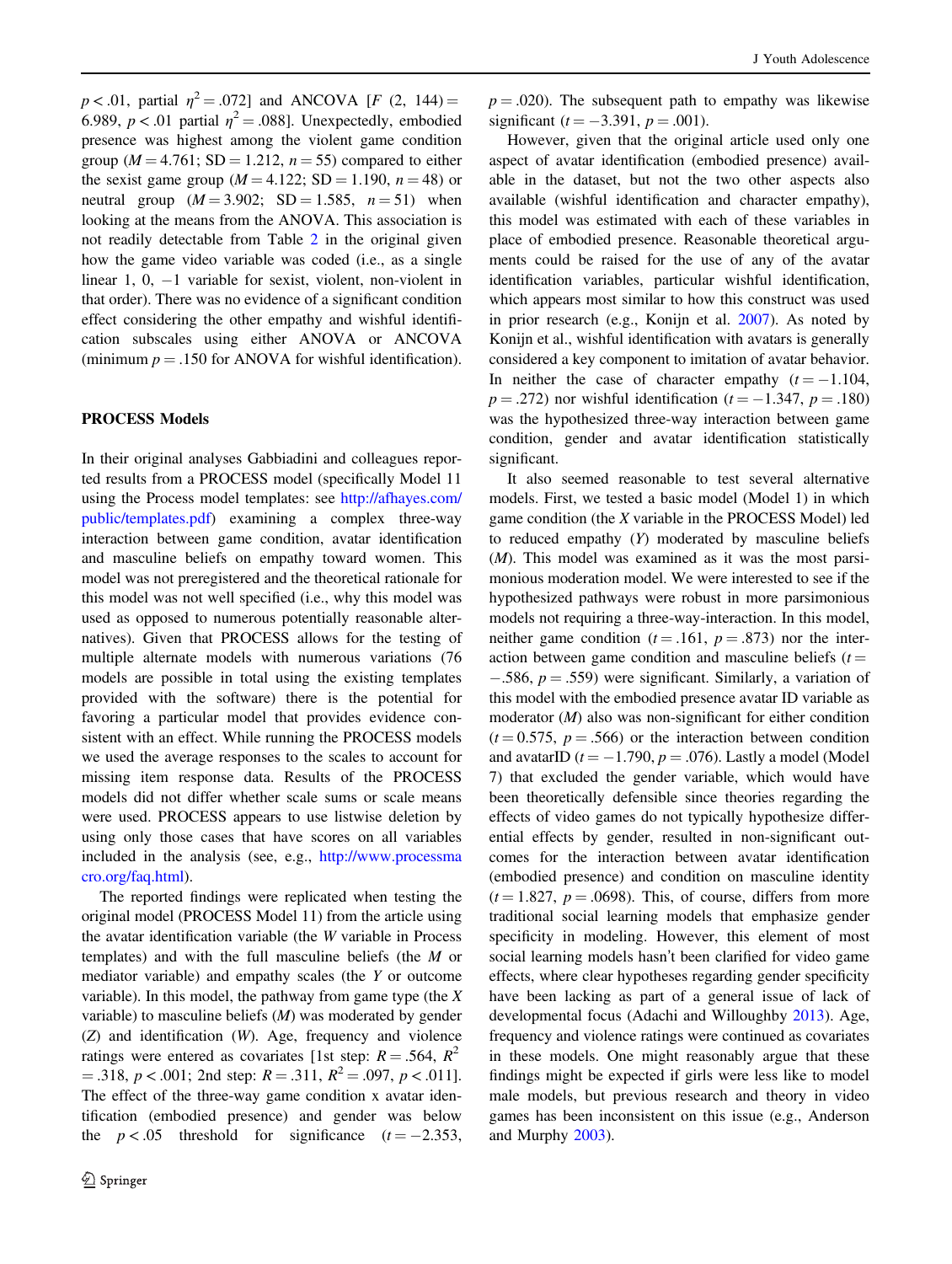$p < .01$, partial $\eta^2 = .072$] and ANCOVA [$F$ (2, 144) = 6.989, $p < .01$ partial $\eta^2 = .088$]. Unexpectedly, embodied presence was highest among the violent game condition group ($M = 4.761$; SD = 1.212, $n = 55$) compared to either the sexist game group ($M = 4.122$; SD = 1.190, $n = 48$) or neutral group ($M = 3.902$; SD = 1.585, $n = 51$) when looking at the means from the ANOVA. This association is not readily detectable from Table 2 in the original given how the game video variable was coded (i.e., as a single linear 1, 0, −1 variable for sexist, violent, non-violent in that order). There was no evidence of a significant condition effect considering the other empathy and wishful identification subscales using either ANOVA or ANCOVA (minimum $p = .150$ for ANOVA for wishful identification).

## PROCESS Models

In their original analyses Gabbiadini and colleagues reported results from a PROCESS model (specifically Model 11 using the Process model templates: see http://afhayes.com/public/templates.pdf) examining a complex three-way interaction between game condition, avatar identification and masculine beliefs on empathy toward women. This model was not preregistered and the theoretical rationale for this model was not well specified (i.e., why this model was used as opposed to numerous potentially reasonable alternatives). Given that PROCESS allows for the testing of multiple alternate models with numerous variations (76 models are possible in total using the existing templates provided with the software) there is the potential for favoring a particular model that provides evidence consistent with an effect. While running the PROCESS models we used the average responses to the scales to account for missing item response data. Results of the PROCESS models did not differ whether scale sums or scale means were used. PROCESS appears to use listwise deletion by using only those cases that have scores on all variables included in the analysis (see, e.g., http://www.processmacro.org/faq.html).

The reported findings were replicated when testing the original model (PROCESS Model 11) from the article using the avatar identification variable (the $W$ variable in Process templates) and with the full masculine beliefs (the $M$ or mediator variable) and empathy scales (the $Y$ or outcome variable). In this model, the pathway from game type (the $X$ variable) to masculine beliefs ($M$) was moderated by gender ($Z$) and identification ($W$). Age, frequency and violence ratings were entered as covariates [1st step: $R = .564$, $R^2 = .318$, $p < .001$; 2nd step: $R = .311$, $R^2 = .097$, $p < .011$]. The effect of the three-way game condition x avatar identification (embodied presence) and gender was below the $p < .05$ threshold for significance ($t = -2.353$, $p = .020$). The subsequent path to empathy was likewise significant ($t = -3.391$, $p = .001$).

However, given that the original article used only one aspect of avatar identification (embodied presence) available in the dataset, but not the two other aspects also available (wishful identification and character empathy), this model was estimated with each of these variables in place of embodied presence. Reasonable theoretical arguments could be raised for the use of any of the avatar identification variables, particular wishful identification, which appears most similar to how this construct was used in prior research (e.g., Konijn et al. 2007). As noted by Konijn et al., wishful identification with avatars is generally considered a key component to imitation of avatar behavior. In neither the case of character empathy ($t = -1.104$, $p = .272$) nor wishful identification ($t = -1.347$, $p = .180$) was the hypothesized three-way interaction between game condition, gender and avatar identification statistically significant.

It also seemed reasonable to test several alternative models. First, we tested a basic model (Model 1) in which game condition (the $X$ variable in the PROCESS Model) led to reduced empathy ($Y$) moderated by masculine beliefs ($M$). This model was examined as it was the most parsimonious moderation model. We were interested to see if the hypothesized pathways were robust in more parsimonious models not requiring a three-way-interaction. In this model, neither game condition ($t = .161$, $p = .873$) nor the interaction between game condition and masculine beliefs ($t = -.586$, $p = .559$) were significant. Similarly, a variation of this model with the embodied presence avatar ID variable as moderator ($M$) also was non-significant for either condition ($t = 0.575$, $p = .566$) or the interaction between condition and avatarID ($t = -1.790$, $p = .076$). Lastly a model (Model 7) that excluded the gender variable, which would have been theoretically defensible since theories regarding the effects of video games do not typically hypothesize differential effects by gender, resulted in non-significant outcomes for the interaction between avatar identification (embodied presence) and condition on masculine identity ($t = 1.827$, $p = .0698$). This, of course, differs from more traditional social learning models that emphasize gender specificity in modeling. However, this element of most social learning models hasn't been clarified for video game effects, where clear hypotheses regarding gender specificity have been lacking as part of a general issue of lack of developmental focus (Adachi and Willoughby 2013). Age, frequency and violence ratings were continued as covariates in these models. One might reasonably argue that these findings might be expected if girls were less like to model male models, but previous research and theory in video games has been inconsistent on this issue (e.g., Anderson and Murphy 2003).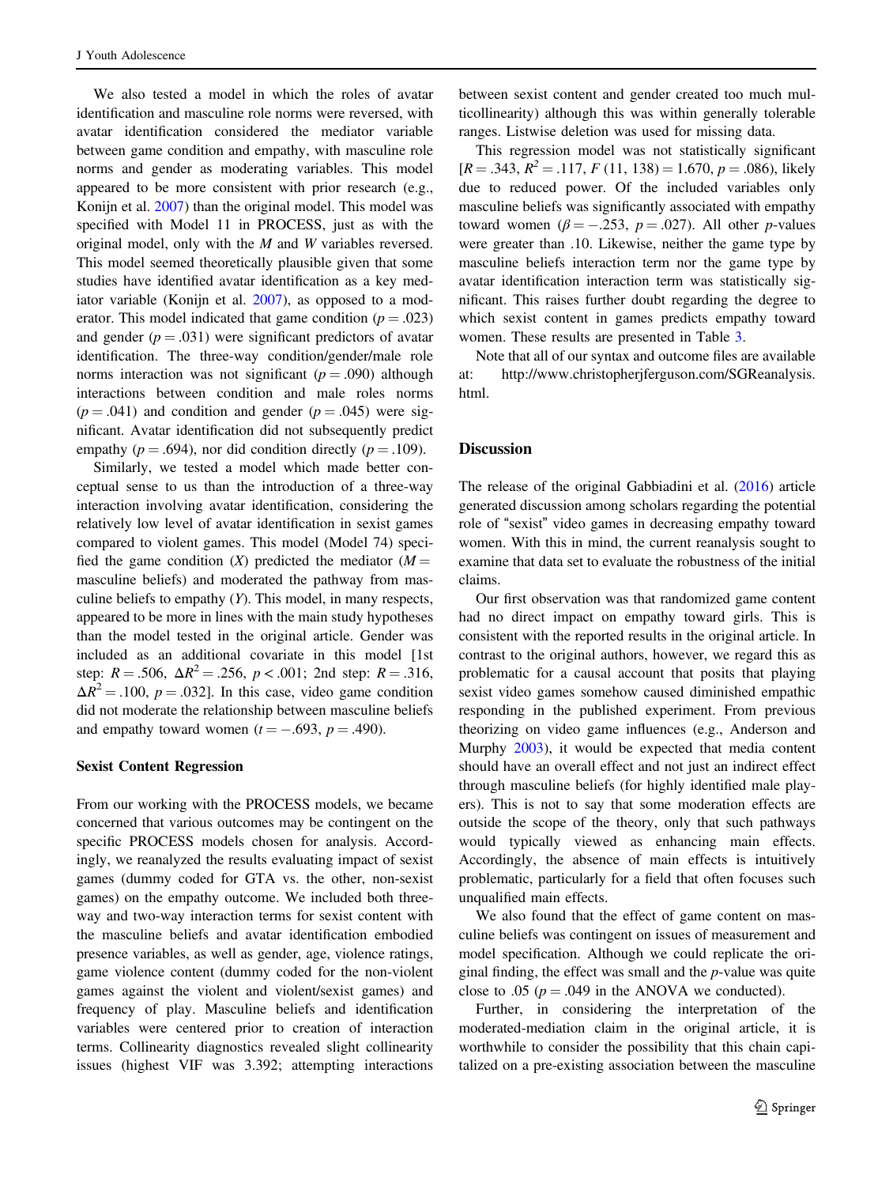We also tested a model in which the roles of avatar identification and masculine role norms were reversed, with avatar identification considered the mediator variable between game condition and empathy, with masculine role norms and gender as moderating variables. This model appeared to be more consistent with prior research (e.g., Konijn et al. 2007) than the original model. This model was specified with Model 11 in PROCESS, just as with the original model, only with the *M* and *W* variables reversed. This model seemed theoretically plausible given that some studies have identified avatar identification as a key mediator variable (Konijn et al. 2007), as opposed to a moderator. This model indicated that game condition ($p = .023$) and gender ($p = .031$) were significant predictors of avatar identification. The three-way condition/gender/male role norms interaction was not significant ($p = .090$) although interactions between condition and male roles norms ($p = .041$) and condition and gender ($p = .045$) were significant. Avatar identification did not subsequently predict empathy ($p = .694$), nor did condition directly ($p = .109$).

Similarly, we tested a model which made better conceptual sense to us than the introduction of a three-way interaction involving avatar identification, considering the relatively low level of avatar identification in sexist games compared to violent games. This model (Model 74) specified the game condition (*X*) predicted the mediator (*M* = masculine beliefs) and moderated the pathway from masculine beliefs to empathy (*Y*). This model, in many respects, appeared to be more in lines with the main study hypotheses than the model tested in the original article. Gender was included as an additional covariate in this model [1st step: $R = .506$, $\Delta R^2 = .256$, $p < .001$; 2nd step: $R = .316$, $\Delta R^2 = .100$, $p = .032$]. In this case, video game condition did not moderate the relationship between masculine beliefs and empathy toward women ($t = -.693$, $p = .490$).

### Sexist Content Regression

From our working with the PROCESS models, we became concerned that various outcomes may be contingent on the specific PROCESS models chosen for analysis. Accordingly, we reanalyzed the results evaluating impact of sexist games (dummy coded for GTA vs. the other, non-sexist games) on the empathy outcome. We included both three-way and two-way interaction terms for sexist content with the masculine beliefs and avatar identification embodied presence variables, as well as gender, age, violence ratings, game violence content (dummy coded for the non-violent games against the violent and violent/sexist games) and frequency of play. Masculine beliefs and identification variables were centered prior to creation of interaction terms. Collinearity diagnostics revealed slight collinearity issues (highest VIF was 3.392; attempting interactions between sexist content and gender created too much multicollinearity) although this was within generally tolerable ranges. Listwise deletion was used for missing data.

This regression model was not statistically significant [$R = .343$, $R^2 = .117$, $F(11, 138) = 1.670$, $p = .086$), likely due to reduced power. Of the included variables only masculine beliefs was significantly associated with empathy toward women ($\beta = -.253$, $p = .027$). All other *p*-values were greater than .10. Likewise, neither the game type by masculine beliefs interaction term nor the game type by avatar identification interaction term was statistically significant. This raises further doubt regarding the degree to which sexist content in games predicts empathy toward women. These results are presented in Table 3.

Note that all of our syntax and outcome files are available at: http://www.christopherjferguson.com/SGReanalysis.html.

## Discussion

The release of the original Gabbiadini et al. (2016) article generated discussion among scholars regarding the potential role of "sexist" video games in decreasing empathy toward women. With this in mind, the current reanalysis sought to examine that data set to evaluate the robustness of the initial claims.

Our first observation was that randomized game content had no direct impact on empathy toward girls. This is consistent with the reported results in the original article. In contrast to the original authors, however, we regard this as problematic for a causal account that posits that playing sexist video games somehow caused diminished empathic responding in the published experiment. From previous theorizing on video game influences (e.g., Anderson and Murphy 2003), it would be expected that media content should have an overall effect and not just an indirect effect through masculine beliefs (for highly identified male players). This is not to say that some moderation effects are outside the scope of the theory, only that such pathways would typically viewed as enhancing main effects. Accordingly, the absence of main effects is intuitively problematic, particularly for a field that often focuses such unqualified main effects.

We also found that the effect of game content on masculine beliefs was contingent on issues of measurement and model specification. Although we could replicate the original finding, the effect was small and the *p*-value was quite close to .05 ($p = .049$ in the ANOVA we conducted).

Further, in considering the interpretation of the moderated-mediation claim in the original article, it is worthwhile to consider the possibility that this chain capitalized on a pre-existing association between the masculine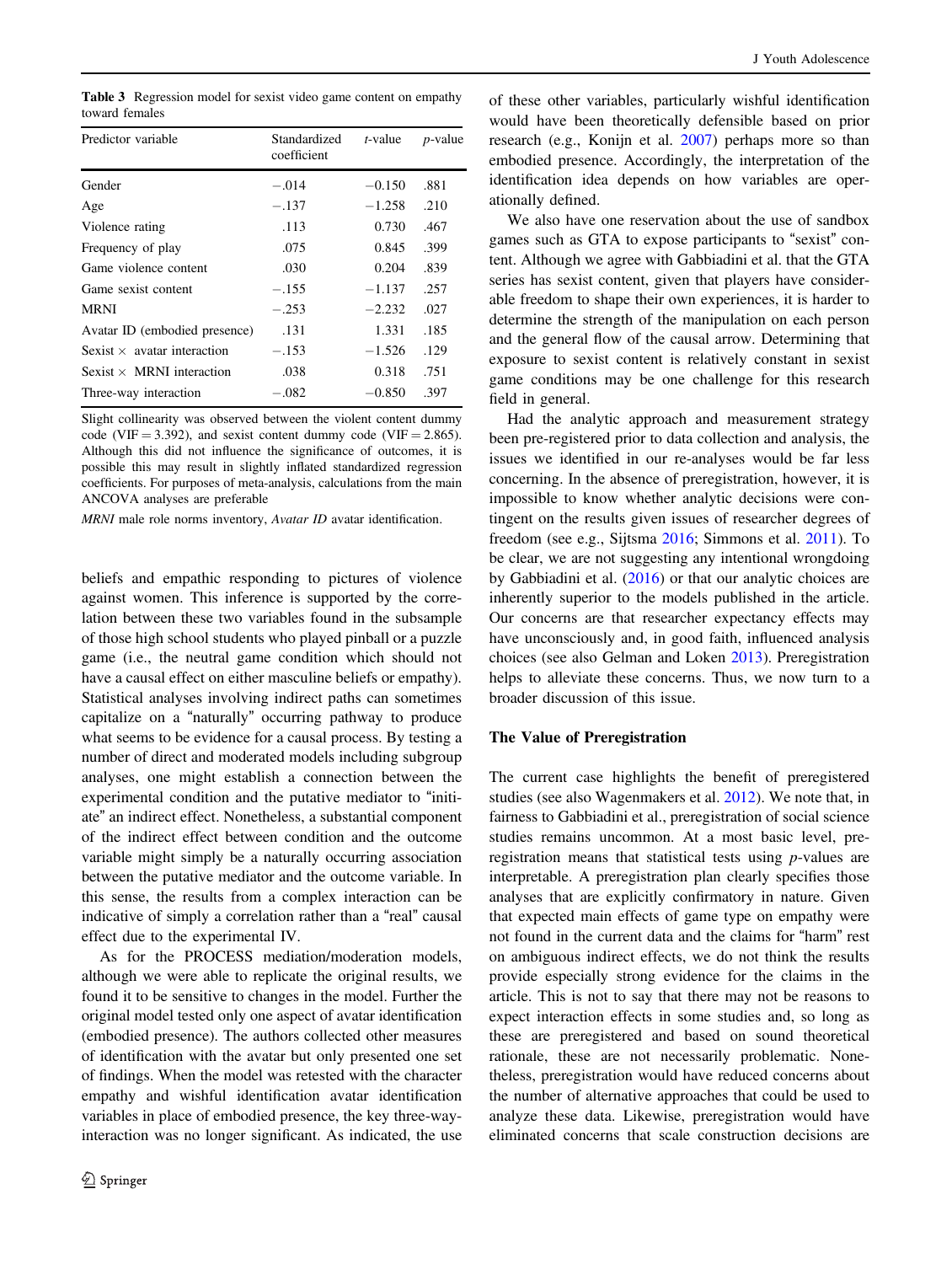**Table 3** Regression model for sexist video game content on empathy toward females

| Predictor variable | Standardized coefficient | *t*-value | *p*-value |
|---|---|---|---|
| Gender | −.014 | −0.150 | .881 |
| Age | −.137 | −1.258 | .210 |
| Violence rating | .113 | 0.730 | .467 |
| Frequency of play | .075 | 0.845 | .399 |
| Game violence content | .030 | 0.204 | .839 |
| Game sexist content | −.155 | −1.137 | .257 |
| MRNI | −.253 | −2.232 | .027 |
| Avatar ID (embodied presence) | .131 | 1.331 | .185 |
| Sexist × avatar interaction | −.153 | −1.526 | .129 |
| Sexist × MRNI interaction | .038 | 0.318 | .751 |
| Three-way interaction | −.082 | −0.850 | .397 |

Slight collinearity was observed between the violent content dummy code (VIF = 3.392), and sexist content dummy code (VIF = 2.865). Although this did not influence the significance of outcomes, it is possible this may result in slightly inflated standardized regression coefficients. For purposes of meta-analysis, calculations from the main ANCOVA analyses are preferable

*MRNI* male role norms inventory, *Avatar ID* avatar identification.

beliefs and empathic responding to pictures of violence against women. This inference is supported by the correlation between these two variables found in the subsample of those high school students who played pinball or a puzzle game (i.e., the neutral game condition which should not have a causal effect on either masculine beliefs or empathy). Statistical analyses involving indirect paths can sometimes capitalize on a "naturally" occurring pathway to produce what seems to be evidence for a causal process. By testing a number of direct and moderated models including subgroup analyses, one might establish a connection between the experimental condition and the putative mediator to "initiate" an indirect effect. Nonetheless, a substantial component of the indirect effect between condition and the outcome variable might simply be a naturally occurring association between the putative mediator and the outcome variable. In this sense, the results from a complex interaction can be indicative of simply a correlation rather than a "real" causal effect due to the experimental IV.

As for the PROCESS mediation/moderation models, although we were able to replicate the original results, we found it to be sensitive to changes in the model. Further the original model tested only one aspect of avatar identification (embodied presence). The authors collected other measures of identification with the avatar but only presented one set of findings. When the model was retested with the character empathy and wishful identification avatar identification variables in place of embodied presence, the key three-way-interaction was no longer significant. As indicated, the use of these other variables, particularly wishful identification would have been theoretically defensible based on prior research (e.g., Konijn et al. 2007) perhaps more so than embodied presence. Accordingly, the interpretation of the identification idea depends on how variables are operationally defined.

We also have one reservation about the use of sandbox games such as GTA to expose participants to "sexist" content. Although we agree with Gabbiadini et al. that the GTA series has sexist content, given that players have considerable freedom to shape their own experiences, it is harder to determine the strength of the manipulation on each person and the general flow of the causal arrow. Determining that exposure to sexist content is relatively constant in sexist game conditions may be one challenge for this research field in general.

Had the analytic approach and measurement strategy been pre-registered prior to data collection and analysis, the issues we identified in our re-analyses would be far less concerning. In the absence of preregistration, however, it is impossible to know whether analytic decisions were contingent on the results given issues of researcher degrees of freedom (see e.g., Sijtsma 2016; Simmons et al. 2011). To be clear, we are not suggesting any intentional wrongdoing by Gabbiadini et al. (2016) or that our analytic choices are inherently superior to the models published in the article. Our concerns are that researcher expectancy effects may have unconsciously and, in good faith, influenced analysis choices (see also Gelman and Loken 2013). Preregistration helps to alleviate these concerns. Thus, we now turn to a broader discussion of this issue.

## The Value of Preregistration

The current case highlights the benefit of preregistered studies (see also Wagenmakers et al. 2012). We note that, in fairness to Gabbiadini et al., preregistration of social science studies remains uncommon. At a most basic level, preregistration means that statistical tests using *p*-values are interpretable. A preregistration plan clearly specifies those analyses that are explicitly confirmatory in nature. Given that expected main effects of game type on empathy were not found in the current data and the claims for "harm" rest on ambiguous indirect effects, we do not think the results provide especially strong evidence for the claims in the article. This is not to say that there may not be reasons to expect interaction effects in some studies and, so long as these are preregistered and based on sound theoretical rationale, these are not necessarily problematic. Nonetheless, preregistration would have reduced concerns about the number of alternative approaches that could be used to analyze these data. Likewise, preregistration would have eliminated concerns that scale construction decisions are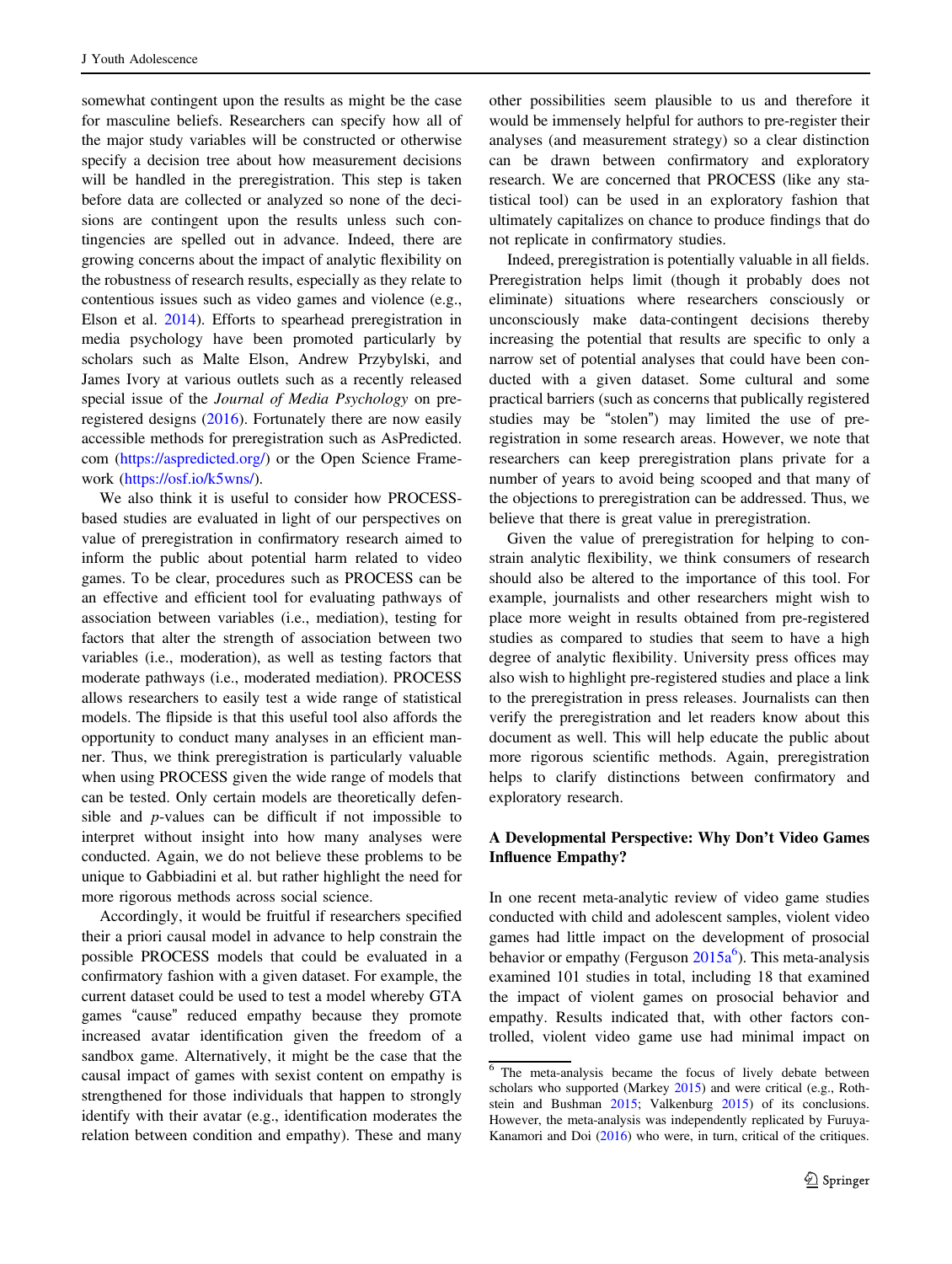somewhat contingent upon the results as might be the case for masculine beliefs. Researchers can specify how all of the major study variables will be constructed or otherwise specify a decision tree about how measurement decisions will be handled in the preregistration. This step is taken before data are collected or analyzed so none of the decisions are contingent upon the results unless such contingencies are spelled out in advance. Indeed, there are growing concerns about the impact of analytic flexibility on the robustness of research results, especially as they relate to contentious issues such as video games and violence (e.g., Elson et al. 2014). Efforts to spearhead preregistration in media psychology have been promoted particularly by scholars such as Malte Elson, Andrew Przybylski, and James Ivory at various outlets such as a recently released special issue of the *Journal of Media Psychology* on preregistered designs (2016). Fortunately there are now easily accessible methods for preregistration such as AsPredicted.com (https://aspredicted.org/) or the Open Science Framework (https://osf.io/k5wns/).

We also think it is useful to consider how PROCESS-based studies are evaluated in light of our perspectives on value of preregistration in confirmatory research aimed to inform the public about potential harm related to video games. To be clear, procedures such as PROCESS can be an effective and efficient tool for evaluating pathways of association between variables (i.e., mediation), testing for factors that alter the strength of association between two variables (i.e., moderation), as well as testing factors that moderate pathways (i.e., moderated mediation). PROCESS allows researchers to easily test a wide range of statistical models. The flipside is that this useful tool also affords the opportunity to conduct many analyses in an efficient manner. Thus, we think preregistration is particularly valuable when using PROCESS given the wide range of models that can be tested. Only certain models are theoretically defensible and *p*-values can be difficult if not impossible to interpret without insight into how many analyses were conducted. Again, we do not believe these problems to be unique to Gabbiadini et al. but rather highlight the need for more rigorous methods across social science.

Accordingly, it would be fruitful if researchers specified their a priori causal model in advance to help constrain the possible PROCESS models that could be evaluated in a confirmatory fashion with a given dataset. For example, the current dataset could be used to test a model whereby GTA games "cause" reduced empathy because they promote increased avatar identification given the freedom of a sandbox game. Alternatively, it might be the case that the causal impact of games with sexist content on empathy is strengthened for those individuals that happen to strongly identify with their avatar (e.g., identification moderates the relation between condition and empathy). These and many other possibilities seem plausible to us and therefore it would be immensely helpful for authors to pre-register their analyses (and measurement strategy) so a clear distinction can be drawn between confirmatory and exploratory research. We are concerned that PROCESS (like any statistical tool) can be used in an exploratory fashion that ultimately capitalizes on chance to produce findings that do not replicate in confirmatory studies.

Indeed, preregistration is potentially valuable in all fields. Preregistration helps limit (though it probably does not eliminate) situations where researchers consciously or unconsciously make data-contingent decisions thereby increasing the potential that results are specific to only a narrow set of potential analyses that could have been conducted with a given dataset. Some cultural and some practical barriers (such as concerns that publically registered studies may be "stolen") may limited the use of preregistration in some research areas. However, we note that researchers can keep preregistration plans private for a number of years to avoid being scooped and that many of the objections to preregistration can be addressed. Thus, we believe that there is great value in preregistration.

Given the value of preregistration for helping to constrain analytic flexibility, we think consumers of research should also be altered to the importance of this tool. For example, journalists and other researchers might wish to place more weight in results obtained from pre-registered studies as compared to studies that seem to have a high degree of analytic flexibility. University press offices may also wish to highlight pre-registered studies and place a link to the preregistration in press releases. Journalists can then verify the preregistration and let readers know about this document as well. This will help educate the public about more rigorous scientific methods. Again, preregistration helps to clarify distinctions between confirmatory and exploratory research.

## A Developmental Perspective: Why Don't Video Games Influence Empathy?

In one recent meta-analytic review of video game studies conducted with child and adolescent samples, violent video games had little impact on the development of prosocial behavior or empathy (Ferguson 2015a[6]). This meta-analysis examined 101 studies in total, including 18 that examined the impact of violent games on prosocial behavior and empathy. Results indicated that, with other factors controlled, violent video game use had minimal impact on

[6] The meta-analysis became the focus of lively debate between scholars who supported (Markey 2015) and were critical (e.g., Rothstein and Bushman 2015; Valkenburg 2015) of its conclusions. However, the meta-analysis was independently replicated by Furuya-Kanamori and Doi (2016) who were, in turn, critical of the critiques.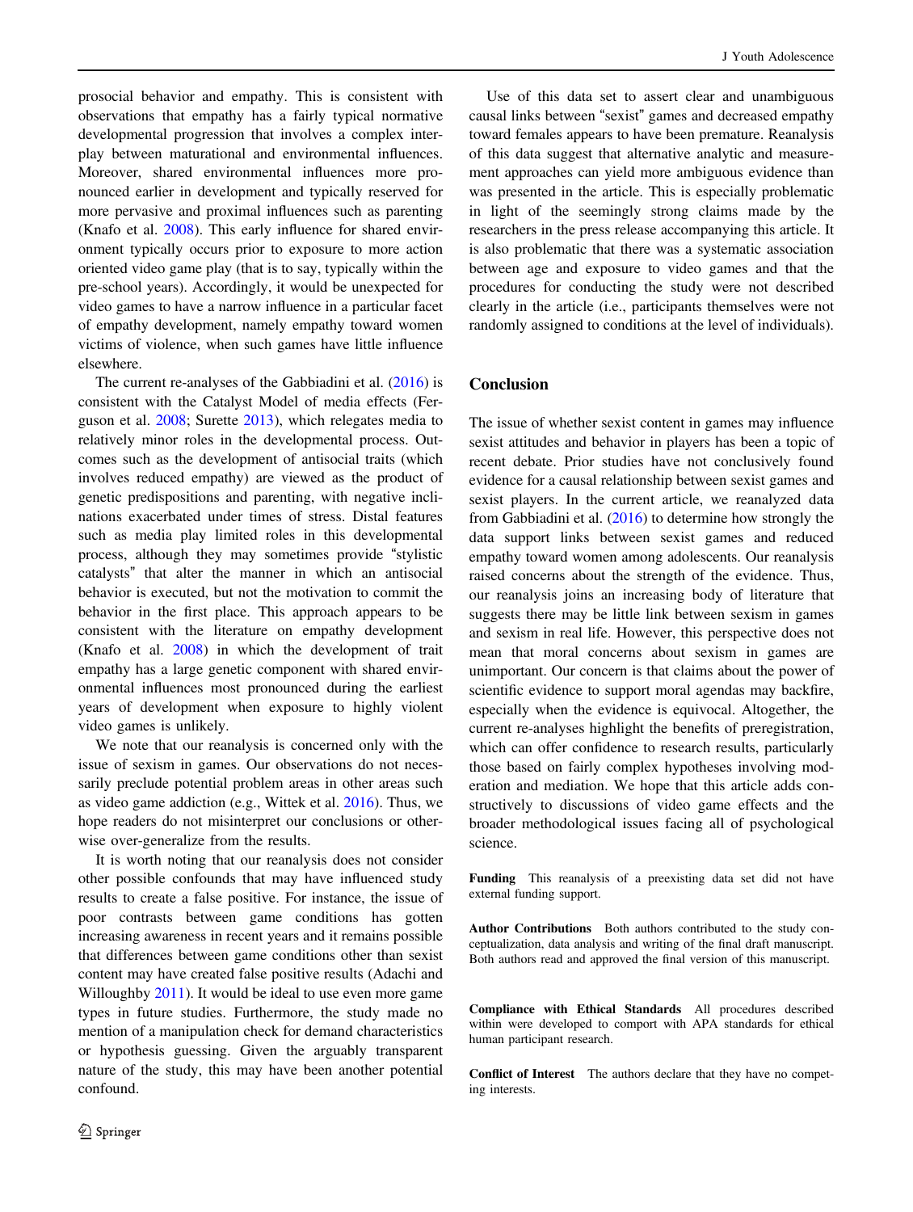prosocial behavior and empathy. This is consistent with observations that empathy has a fairly typical normative developmental progression that involves a complex interplay between maturational and environmental influences. Moreover, shared environmental influences more pronounced earlier in development and typically reserved for more pervasive and proximal influences such as parenting (Knafo et al. 2008). This early influence for shared environment typically occurs prior to exposure to more action oriented video game play (that is to say, typically within the pre-school years). Accordingly, it would be unexpected for video games to have a narrow influence in a particular facet of empathy development, namely empathy toward women victims of violence, when such games have little influence elsewhere.

The current re-analyses of the Gabbiadini et al. (2016) is consistent with the Catalyst Model of media effects (Ferguson et al. 2008; Surette 2013), which relegates media to relatively minor roles in the developmental process. Outcomes such as the development of antisocial traits (which involves reduced empathy) are viewed as the product of genetic predispositions and parenting, with negative inclinations exacerbated under times of stress. Distal features such as media play limited roles in this developmental process, although they may sometimes provide "stylistic catalysts" that alter the manner in which an antisocial behavior is executed, but not the motivation to commit the behavior in the first place. This approach appears to be consistent with the literature on empathy development (Knafo et al. 2008) in which the development of trait empathy has a large genetic component with shared environmental influences most pronounced during the earliest years of development when exposure to highly violent video games is unlikely.

We note that our reanalysis is concerned only with the issue of sexism in games. Our observations do not necessarily preclude potential problem areas in other areas such as video game addiction (e.g., Wittek et al. 2016). Thus, we hope readers do not misinterpret our conclusions or otherwise over-generalize from the results.

It is worth noting that our reanalysis does not consider other possible confounds that may have influenced study results to create a false positive. For instance, the issue of poor contrasts between game conditions has gotten increasing awareness in recent years and it remains possible that differences between game conditions other than sexist content may have created false positive results (Adachi and Willoughby 2011). It would be ideal to use even more game types in future studies. Furthermore, the study made no mention of a manipulation check for demand characteristics or hypothesis guessing. Given the arguably transparent nature of the study, this may have been another potential confound.

Use of this data set to assert clear and unambiguous causal links between "sexist" games and decreased empathy toward females appears to have been premature. Reanalysis of this data suggest that alternative analytic and measurement approaches can yield more ambiguous evidence than was presented in the article. This is especially problematic in light of the seemingly strong claims made by the researchers in the press release accompanying this article. It is also problematic that there was a systematic association between age and exposure to video games and that the procedures for conducting the study were not described clearly in the article (i.e., participants themselves were not randomly assigned to conditions at the level of individuals).

## Conclusion

The issue of whether sexist content in games may influence sexist attitudes and behavior in players has been a topic of recent debate. Prior studies have not conclusively found evidence for a causal relationship between sexist games and sexist players. In the current article, we reanalyzed data from Gabbiadini et al. (2016) to determine how strongly the data support links between sexist games and reduced empathy toward women among adolescents. Our reanalysis raised concerns about the strength of the evidence. Thus, our reanalysis joins an increasing body of literature that suggests there may be little link between sexism in games and sexism in real life. However, this perspective does not mean that moral concerns about sexism in games are unimportant. Our concern is that claims about the power of scientific evidence to support moral agendas may backfire, especially when the evidence is equivocal. Altogether, the current re-analyses highlight the benefits of preregistration, which can offer confidence to research results, particularly those based on fairly complex hypotheses involving moderation and mediation. We hope that this article adds constructively to discussions of video game effects and the broader methodological issues facing all of psychological science.

**Funding** This reanalysis of a preexisting data set did not have external funding support.

**Author Contributions** Both authors contributed to the study conceptualization, data analysis and writing of the final draft manuscript. Both authors read and approved the final version of this manuscript.

**Compliance with Ethical Standards** All procedures described within were developed to comport with APA standards for ethical human participant research.

**Conflict of Interest** The authors declare that they have no competing interests.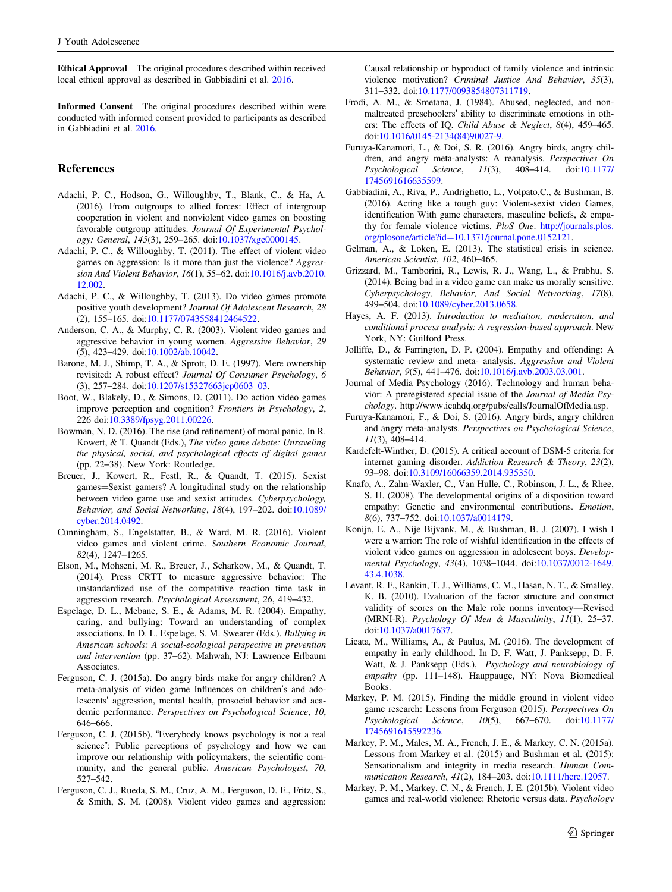**Ethical Approval** The original procedures described within received local ethical approval as described in Gabbiadini et al. 2016.

**Informed Consent** The original procedures described within were conducted with informed consent provided to participants as described in Gabbiadini et al. 2016.

## References

Adachi, P. C., Hodson, G., Willoughby, T., Blank, C., & Ha, A. (2016). From outgroups to allied forces: Effect of intergroup cooperation in violent and nonviolent video games on boosting favorable outgroup attitudes. *Journal Of Experimental Psychology: General*, *145*(3), 259–265. doi:10.1037/xge0000145.

Adachi, P. C., & Willoughby, T. (2011). The effect of violent video games on aggression: Is it more than just the violence? *Aggression And Violent Behavior*, *16*(1), 55–62. doi:10.1016/j.avb.2010.12.002.

Adachi, P. C., & Willoughby, T. (2013). Do video games promote positive youth development? *Journal Of Adolescent Research*, *28* (2), 155–165. doi:10.1177/0743558412464522.

Anderson, C. A., & Murphy, C. R. (2003). Violent video games and aggressive behavior in young women. *Aggressive Behavior*, *29* (5), 423–429. doi:10.1002/ab.10042.

Barone, M. J., Shimp, T. A., & Sprott, D. E. (1997). Mere ownership revisited: A robust effect? *Journal Of Consumer Psychology*, *6* (3), 257–284. doi:10.1207/s15327663jcp0603_03.

Boot, W., Blakely, D., & Simons, D. (2011). Do action video games improve perception and cognition? *Frontiers in Psychology*, *2*, 226 doi:10.3389/fpsyg.2011.00226.

Bowman, N. D. (2016). The rise (and refinement) of moral panic. In R. Kowert, & T. Quandt (Eds.), *The video game debate: Unraveling the physical, social, and psychological effects of digital games* (pp. 22–38). New York: Routledge.

Breuer, J., Kowert, R., Festl, R., & Quandt, T. (2015). Sexist games=Sexist gamers? A longitudinal study on the relationship between video game use and sexist attitudes. *Cyberpsychology, Behavior, and Social Networking*, *18*(4), 197–202. doi:10.1089/cyber.2014.0492.

Cunningham, S., Engelstatter, B., & Ward, M. R. (2016). Violent video games and violent crime. *Southern Economic Journal*, *82*(4), 1247–1265.

Elson, M., Mohseni, M. R., Breuer, J., Scharkow, M., & Quandt, T. (2014). Press CRTT to measure aggressive behavior: The unstandardized use of the competitive reaction time task in aggression research. *Psychological Assessment*, *26*, 419–432.

Espelage, D. L., Mebane, S. E., & Adams, M. R. (2004). Empathy, caring, and bullying: Toward an understanding of complex associations. In D. L. Espelage, S. M. Swearer (Eds.). *Bullying in American schools: A social-ecological perspective in prevention and intervention* (pp. 37–62). Mahwah, NJ: Lawrence Erlbaum Associates.

Ferguson, C. J. (2015a). Do angry birds make for angry children? A meta-analysis of video game Influences on children's and adolescents' aggression, mental health, prosocial behavior and academic performance. *Perspectives on Psychological Science*, *10*, 646–666.

Ferguson, C. J. (2015b). "Everybody knows psychology is not a real science": Public perceptions of psychology and how we can improve our relationship with policymakers, the scientific community, and the general public. *American Psychologist*, *70*, 527–542.

Ferguson, C. J., Rueda, S. M., Cruz, A. M., Ferguson, D. E., Fritz, S., & Smith, S. M. (2008). Violent video games and aggression: Causal relationship or byproduct of family violence and intrinsic violence motivation? *Criminal Justice And Behavior*, *35*(3), 311–332. doi:10.1177/0093854807311719.

Frodi, A. M., & Smetana, J. (1984). Abused, neglected, and non-maltreated preschoolers' ability to discriminate emotions in others: The effects of IQ. *Child Abuse & Neglect*, *8*(4), 459–465. doi:10.1016/0145-2134(84)90027-9.

Furuya-Kanamori, L., & Doi, S. R. (2016). Angry birds, angry children, and angry meta-analysts: A reanalysis. *Perspectives On Psychological Science*, *11*(3), 408–414. doi:10.1177/1745691616635599.

Gabbiadini, A., Riva, P., Andrighetto, L., Volpato,C., & Bushman, B. (2016). Acting like a tough guy: Violent-sexist video Games, identification With game characters, masculine beliefs, & empathy for female violence victims. *PloS One*. http://journals.plos.org/plosone/article?id=10.1371/journal.pone.0152121.

Gelman, A., & Loken, E. (2013). The statistical crisis in science. *American Scientist*, *102*, 460–465.

Grizzard, M., Tamborini, R., Lewis, R. J., Wang, L., & Prabhu, S. (2014). Being bad in a video game can make us morally sensitive. *Cyberpsychology, Behavior, And Social Networking*, *17*(8), 499–504. doi:10.1089/cyber.2013.0658.

Hayes, A. F. (2013). *Introduction to mediation, moderation, and conditional process analysis: A regression-based approach*. New York, NY: Guilford Press.

Jolliffe, D., & Farrington, D. P. (2004). Empathy and offending: A systematic review and meta- analysis. *Aggression and Violent Behavior*, *9*(5), 441–476. doi:10.1016/j.avb.2003.03.001.

Journal of Media Psychology (2016). Technology and human behavior: A preregistered special issue of the *Journal of Media Psychology*. http://www.icahdq.org/pubs/calls/JournalOfMedia.asp.

Furuya-Kanamori, F., & Doi, S. (2016). Angry birds, angry children and angry meta-analysts. *Perspectives on Psychological Science*, *11*(3), 408–414.

Kardefelt-Winther, D. (2015). A critical account of DSM-5 criteria for internet gaming disorder. *Addiction Research & Theory*, *23*(2), 93–98. doi:10.3109/16066359.2014.935350.

Knafo, A., Zahn-Waxler, C., Van Hulle, C., Robinson, J. L., & Rhee, S. H. (2008). The developmental origins of a disposition toward empathy: Genetic and environmental contributions. *Emotion*, *8*(6), 737–752. doi:10.1037/a0014179.

Konijn, E. A., Nije Bijvank, M., & Bushman, B. J. (2007). I wish I were a warrior: The role of wishful identification in the effects of violent video games on aggression in adolescent boys. *Developmental Psychology*, *43*(4), 1038–1044. doi:10.1037/0012-1649.43.4.1038.

Levant, R. F., Rankin, T. J., Williams, C. M., Hasan, N. T., & Smalley, K. B. (2010). Evaluation of the factor structure and construct validity of scores on the Male role norms inventory—Revised (MRNI-R). *Psychology Of Men & Masculinity*, *11*(1), 25–37. doi:10.1037/a0017637.

Licata, M., Williams, A., & Paulus, M. (2016). The development of empathy in early childhood. In D. F. Watt, J. Panksepp, D. F. Watt, & J. Panksepp (Eds.), *Psychology and neurobiology of empathy* (pp. 111–148). Hauppauge, NY: Nova Biomedical Books.

Markey, P. M. (2015). Finding the middle ground in violent video game research: Lessons from Ferguson (2015). *Perspectives On Psychological Science*, *10*(5), 667–670. doi:10.1177/1745691615592236.

Markey, P. M., Males, M. A., French, J. E., & Markey, C. N. (2015a). Lessons from Markey et al. (2015) and Bushman et al. (2015): Sensationalism and integrity in media research. *Human Communication Research*, *41*(2), 184–203. doi:10.1111/hcre.12057.

Markey, P. M., Markey, C. N., & French, J. E. (2015b). Violent video games and real-world violence: Rhetoric versus data. *Psychology*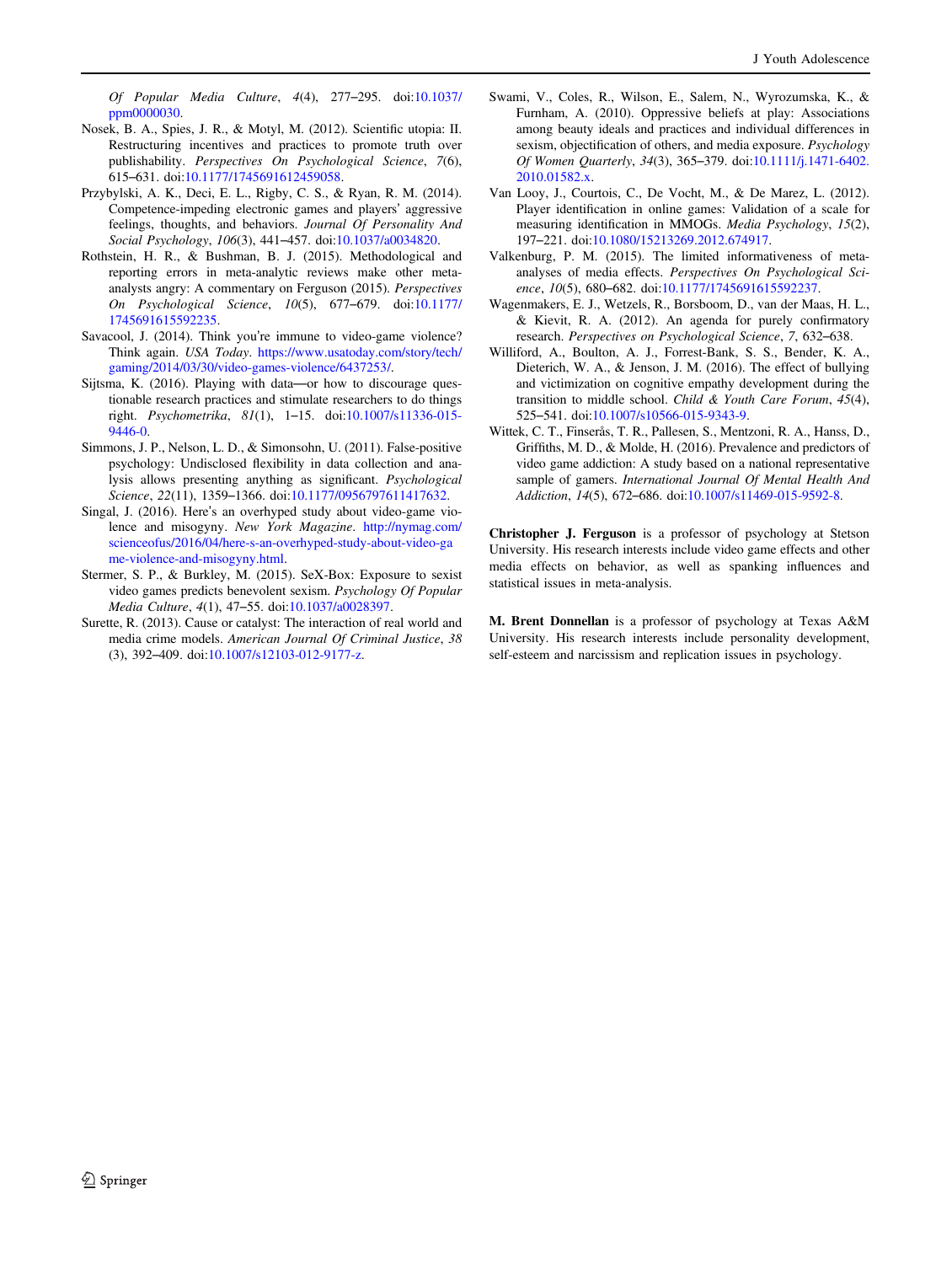Of Popular Media Culture, 4(4), 277–295. doi:10.1037/ppm0000030.

Nosek, B. A., Spies, J. R., & Motyl, M. (2012). Scientific utopia: II. Restructuring incentives and practices to promote truth over publishability. *Perspectives On Psychological Science*, *7*(6), 615–631. doi:10.1177/1745691612459058.

Przybylski, A. K., Deci, E. L., Rigby, C. S., & Ryan, R. M. (2014). Competence-impeding electronic games and players' aggressive feelings, thoughts, and behaviors. *Journal Of Personality And Social Psychology*, *106*(3), 441–457. doi:10.1037/a0034820.

Rothstein, H. R., & Bushman, B. J. (2015). Methodological and reporting errors in meta-analytic reviews make other meta-analysts angry: A commentary on Ferguson (2015). *Perspectives On Psychological Science*, *10*(5), 677–679. doi:10.1177/1745691615592235.

Savacool, J. (2014). Think you're immune to video-game violence? Think again. *USA Today*. https://www.usatoday.com/story/tech/gaming/2014/03/30/video-games-violence/6437253/.

Sijtsma, K. (2016). Playing with data—or how to discourage questionable research practices and stimulate researchers to do things right. *Psychometrika*, *81*(1), 1–15. doi:10.1007/s11336-015-9446-0.

Simmons, J. P., Nelson, L. D., & Simonsohn, U. (2011). False-positive psychology: Undisclosed flexibility in data collection and analysis allows presenting anything as significant. *Psychological Science*, *22*(11), 1359–1366. doi:10.1177/0956797611417632.

Singal, J. (2016). Here's an overhyped study about video-game violence and misogyny. *New York Magazine*. http://nymag.com/scienceofus/2016/04/here-s-an-overhyped-study-about-video-game-violence-and-misogyny.html.

Stermer, S. P., & Burkley, M. (2015). SeX-Box: Exposure to sexist video games predicts benevolent sexism. *Psychology Of Popular Media Culture*, *4*(1), 47–55. doi:10.1037/a0028397.

Surette, R. (2013). Cause or catalyst: The interaction of real world and media crime models. *American Journal Of Criminal Justice*, *38* (3), 392–409. doi:10.1007/s12103-012-9177-z.

Swami, V., Coles, R., Wilson, E., Salem, N., Wyrozumska, K., & Furnham, A. (2010). Oppressive beliefs at play: Associations among beauty ideals and practices and individual differences in sexism, objectification of others, and media exposure. *Psychology Of Women Quarterly*, *34*(3), 365–379. doi:10.1111/j.1471-6402.2010.01582.x.

Van Looy, J., Courtois, C., De Vocht, M., & De Marez, L. (2012). Player identification in online games: Validation of a scale for measuring identification in MMOGs. *Media Psychology*, *15*(2), 197–221. doi:10.1080/15213269.2012.674917.

Valkenburg, P. M. (2015). The limited informativeness of meta-analyses of media effects. *Perspectives On Psychological Science*, *10*(5), 680–682. doi:10.1177/1745691615592237.

Wagenmakers, E. J., Wetzels, R., Borsboom, D., van der Maas, H. L., & Kievit, R. A. (2012). An agenda for purely confirmatory research. *Perspectives on Psychological Science*, *7*, 632–638.

Williford, A., Boulton, A. J., Forrest-Bank, S. S., Bender, K. A., Dieterich, W. A., & Jenson, J. M. (2016). The effect of bullying and victimization on cognitive empathy development during the transition to middle school. *Child & Youth Care Forum*, *45*(4), 525–541. doi:10.1007/s10566-015-9343-9.

Wittek, C. T., Finserås, T. R., Pallesen, S., Mentzoni, R. A., Hanss, D., Griffiths, M. D., & Molde, H. (2016). Prevalence and predictors of video game addiction: A study based on a national representative sample of gamers. *International Journal Of Mental Health And Addiction*, *14*(5), 672–686. doi:10.1007/s11469-015-9592-8.

**Christopher J. Ferguson** is a professor of psychology at Stetson University. His research interests include video game effects and other media effects on behavior, as well as spanking influences and statistical issues in meta-analysis.

**M. Brent Donnellan** is a professor of psychology at Texas A&M University. His research interests include personality development, self-esteem and narcissism and replication issues in psychology.